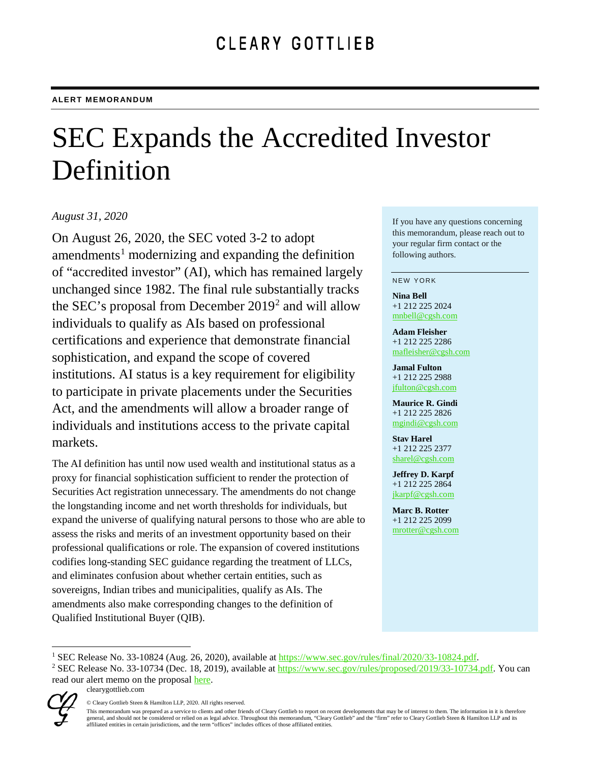CLEARY GOTTLIEB

**ALERT MEMORANDUM**

# SEC Expands the Accredited Investor Definition

*August 31, 2020*

On August 26, 2020, the SEC voted 3-2 to adopt amendments[1] modernizing and expanding the definition of "accredited investor" (AI), which has remained largely unchanged since 1982. The final rule substantially tracks the SEC's proposal from December 2019[2] and will allow individuals to qualify as AIs based on professional certifications and experience that demonstrate financial sophistication, and expand the scope of covered institutions. AI status is a key requirement for eligibility to participate in private placements under the Securities Act, and the amendments will allow a broader range of individuals and institutions access to the private capital markets.

The AI definition has until now used wealth and institutional status as a proxy for financial sophistication sufficient to render the protection of Securities Act registration unnecessary. The amendments do not change the longstanding income and net worth thresholds for individuals, but expand the universe of qualifying natural persons to those who are able to assess the risks and merits of an investment opportunity based on their professional qualifications or role. The expansion of covered institutions codifies long-standing SEC guidance regarding the treatment of LLCs, and eliminates confusion about whether certain entities, such as sovereigns, Indian tribes and municipalities, qualify as AIs. The amendments also make corresponding changes to the definition of Qualified Institutional Buyer (QIB).

If you have any questions concerning this memorandum, please reach out to your regular firm contact or the following authors.

NEW YORK

**Nina Bell**
+1 212 225 2024
mnbell@cgsh.com

**Adam Fleisher**
+1 212 225 2286
mafleisher@cgsh.com

**Jamal Fulton**
+1 212 225 2988
jfulton@cgsh.com

**Maurice R. Gindi**
+1 212 225 2826
mgindi@cgsh.com

**Stav Harel**
+1 212 225 2377
sharel@cgsh.com

**Jeffrey D. Karpf**
+1 212 225 2864
jkarpf@cgsh.com

**Marc B. Rotter**
+1 212 225 2099
mrotter@cgsh.com

[1] SEC Release No. 33-10824 (Aug. 26, 2020), available at https://www.sec.gov/rules/final/2020/33-10824.pdf.

[2] SEC Release No. 33-10734 (Dec. 18, 2019), available at https://www.sec.gov/rules/proposed/2019/33-10734.pdf. You can read our alert memo on the proposal here.

clearygottlieb.com

© Cleary Gottlieb Steen & Hamilton LLP, 2020. All rights reserved.

This memorandum was prepared as a service to clients and other friends of Cleary Gottlieb to report on recent developments that may be of interest to them. The information in it is therefore general, and should not be considered or relied on as legal advice. Throughout this memorandum, "Cleary Gottlieb" and the "firm" refer to Cleary Gottlieb Steen & Hamilton LLP and its affiliated entities in certain jurisdictions, and the term "offices" includes offices of those affiliated entities.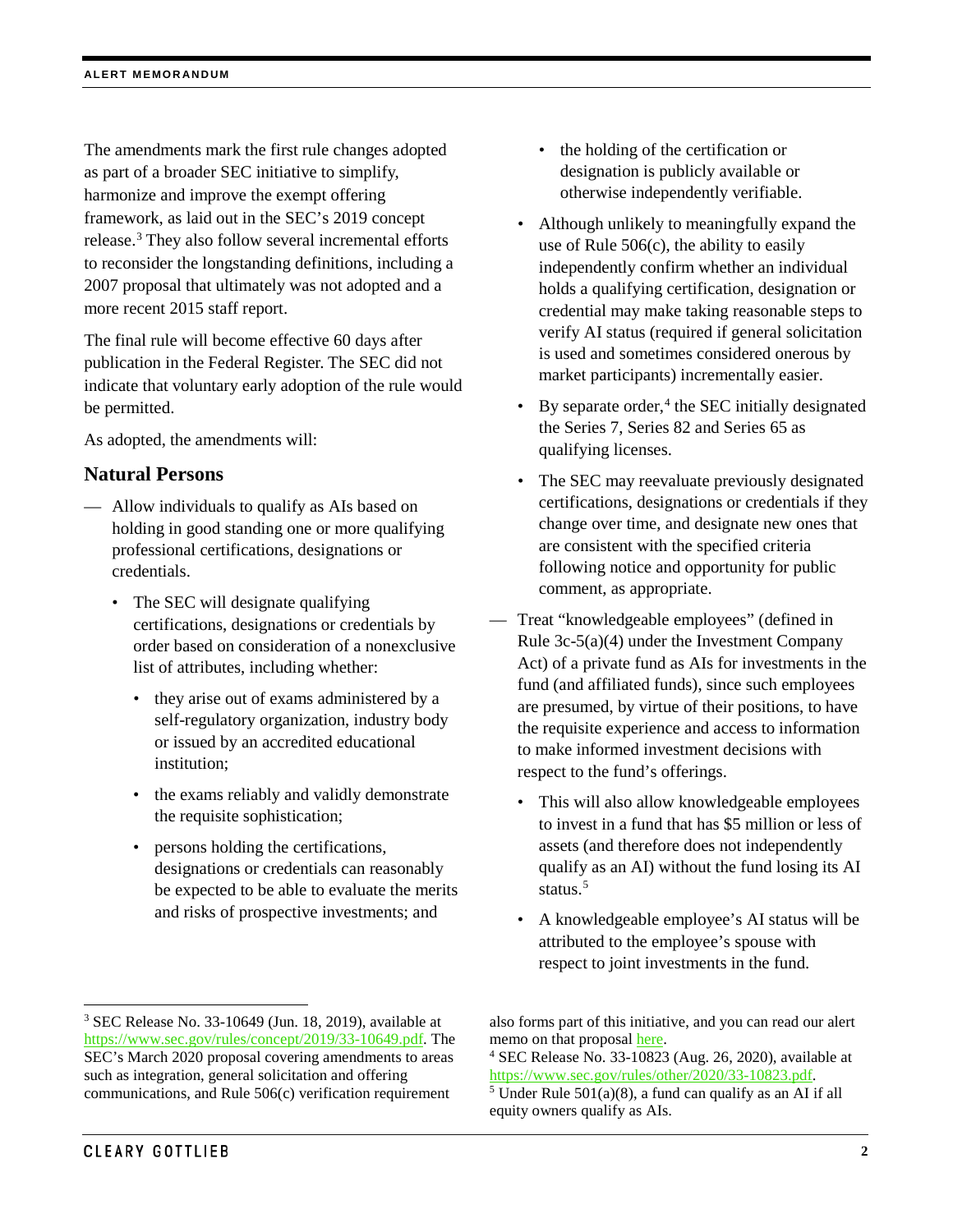The amendments mark the first rule changes adopted as part of a broader SEC initiative to simplify, harmonize and improve the exempt offering framework, as laid out in the SEC's 2019 concept release.[3] They also follow several incremental efforts to reconsider the longstanding definitions, including a 2007 proposal that ultimately was not adopted and a more recent 2015 staff report.

The final rule will become effective 60 days after publication in the Federal Register. The SEC did not indicate that voluntary early adoption of the rule would be permitted.

As adopted, the amendments will:

## Natural Persons

- Allow individuals to qualify as AIs based on holding in good standing one or more qualifying professional certifications, designations or credentials.
  - The SEC will designate qualifying certifications, designations or credentials by order based on consideration of a nonexclusive list of attributes, including whether:
    - they arise out of exams administered by a self-regulatory organization, industry body or issued by an accredited educational institution;
    - the exams reliably and validly demonstrate the requisite sophistication;
    - persons holding the certifications, designations or credentials can reasonably be expected to be able to evaluate the merits and risks of prospective investments; and
    - the holding of the certification or designation is publicly available or otherwise independently verifiable.
  - Although unlikely to meaningfully expand the use of Rule 506(c), the ability to easily independently confirm whether an individual holds a qualifying certification, designation or credential may make taking reasonable steps to verify AI status (required if general solicitation is used and sometimes considered onerous by market participants) incrementally easier.
  - By separate order,[4] the SEC initially designated the Series 7, Series 82 and Series 65 as qualifying licenses.
  - The SEC may reevaluate previously designated certifications, designations or credentials if they change over time, and designate new ones that are consistent with the specified criteria following notice and opportunity for public comment, as appropriate.
- Treat "knowledgeable employees" (defined in Rule 3c-5(a)(4) under the Investment Company Act) of a private fund as AIs for investments in the fund (and affiliated funds), since such employees are presumed, by virtue of their positions, to have the requisite experience and access to information to make informed investment decisions with respect to the fund's offerings.
  - This will also allow knowledgeable employees to invest in a fund that has $5 million or less of assets (and therefore does not independently qualify as an AI) without the fund losing its AI status.[5]
  - A knowledgeable employee's AI status will be attributed to the employee's spouse with respect to joint investments in the fund.

---

[3] SEC Release No. 33-10649 (Jun. 18, 2019), available at https://www.sec.gov/rules/concept/2019/33-10649.pdf. The SEC's March 2020 proposal covering amendments to areas such as integration, general solicitation and offering communications, and Rule 506(c) verification requirement also forms part of this initiative, and you can read our alert memo on that proposal here.

[4] SEC Release No. 33-10823 (Aug. 26, 2020), available at https://www.sec.gov/rules/other/2020/33-10823.pdf.

[5] Under Rule 501(a)(8), a fund can qualify as an AI if all equity owners qualify as AIs.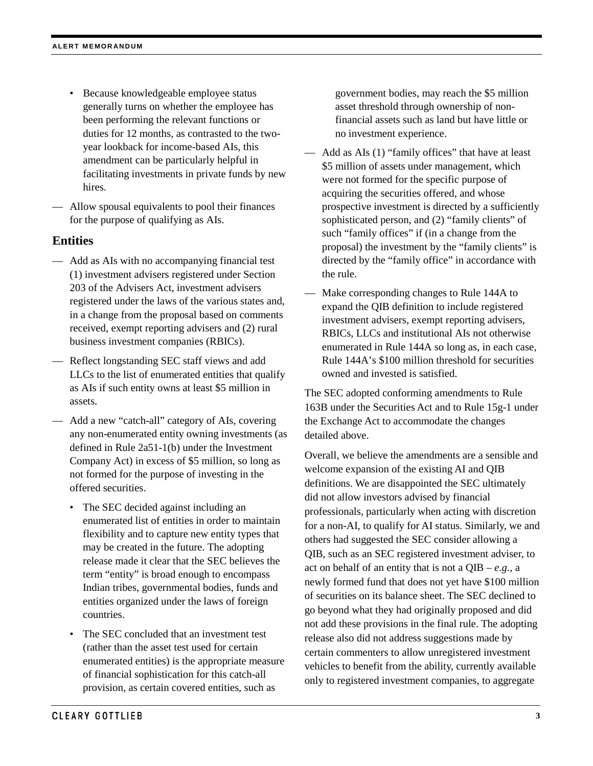- Because knowledgeable employee status generally turns on whether the employee has been performing the relevant functions or duties for 12 months, as contrasted to the two-year lookback for income-based AIs, this amendment can be particularly helpful in facilitating investments in private funds by new hires.

— Allow spousal equivalents to pool their finances for the purpose of qualifying as AIs.

## Entities

— Add as AIs with no accompanying financial test (1) investment advisers registered under Section 203 of the Advisers Act, investment advisers registered under the laws of the various states and, in a change from the proposal based on comments received, exempt reporting advisers and (2) rural business investment companies (RBICs).

— Reflect longstanding SEC staff views and add LLCs to the list of enumerated entities that qualify as AIs if such entity owns at least $5 million in assets.

— Add a new "catch-all" category of AIs, covering any non-enumerated entity owning investments (as defined in Rule 2a51-1(b) under the Investment Company Act) in excess of $5 million, so long as not formed for the purpose of investing in the offered securities.

- The SEC decided against including an enumerated list of entities in order to maintain flexibility and to capture new entity types that may be created in the future. The adopting release made it clear that the SEC believes the term "entity" is broad enough to encompass Indian tribes, governmental bodies, funds and entities organized under the laws of foreign countries.
- The SEC concluded that an investment test (rather than the asset test used for certain enumerated entities) is the appropriate measure of financial sophistication for this catch-all provision, as certain covered entities, such as government bodies, may reach the $5 million asset threshold through ownership of non-financial assets such as land but have little or no investment experience.

— Add as AIs (1) "family offices" that have at least $5 million of assets under management, which were not formed for the specific purpose of acquiring the securities offered, and whose prospective investment is directed by a sufficiently sophisticated person, and (2) "family clients" of such "family offices" if (in a change from the proposal) the investment by the "family clients" is directed by the "family office" in accordance with the rule.

— Make corresponding changes to Rule 144A to expand the QIB definition to include registered investment advisers, exempt reporting advisers, RBICs, LLCs and institutional AIs not otherwise enumerated in Rule 144A so long as, in each case, Rule 144A's $100 million threshold for securities owned and invested is satisfied.

The SEC adopted conforming amendments to Rule 163B under the Securities Act and to Rule 15g-1 under the Exchange Act to accommodate the changes detailed above.

Overall, we believe the amendments are a sensible and welcome expansion of the existing AI and QIB definitions. We are disappointed the SEC ultimately did not allow investors advised by financial professionals, particularly when acting with discretion for a non-AI, to qualify for AI status. Similarly, we and others had suggested the SEC consider allowing a QIB, such as an SEC registered investment adviser, to act on behalf of an entity that is not a QIB – *e.g.*, a newly formed fund that does not yet have $100 million of securities on its balance sheet. The SEC declined to go beyond what they had originally proposed and did not add these provisions in the final rule. The adopting release also did not address suggestions made by certain commenters to allow unregistered investment vehicles to benefit from the ability, currently available only to registered investment companies, to aggregate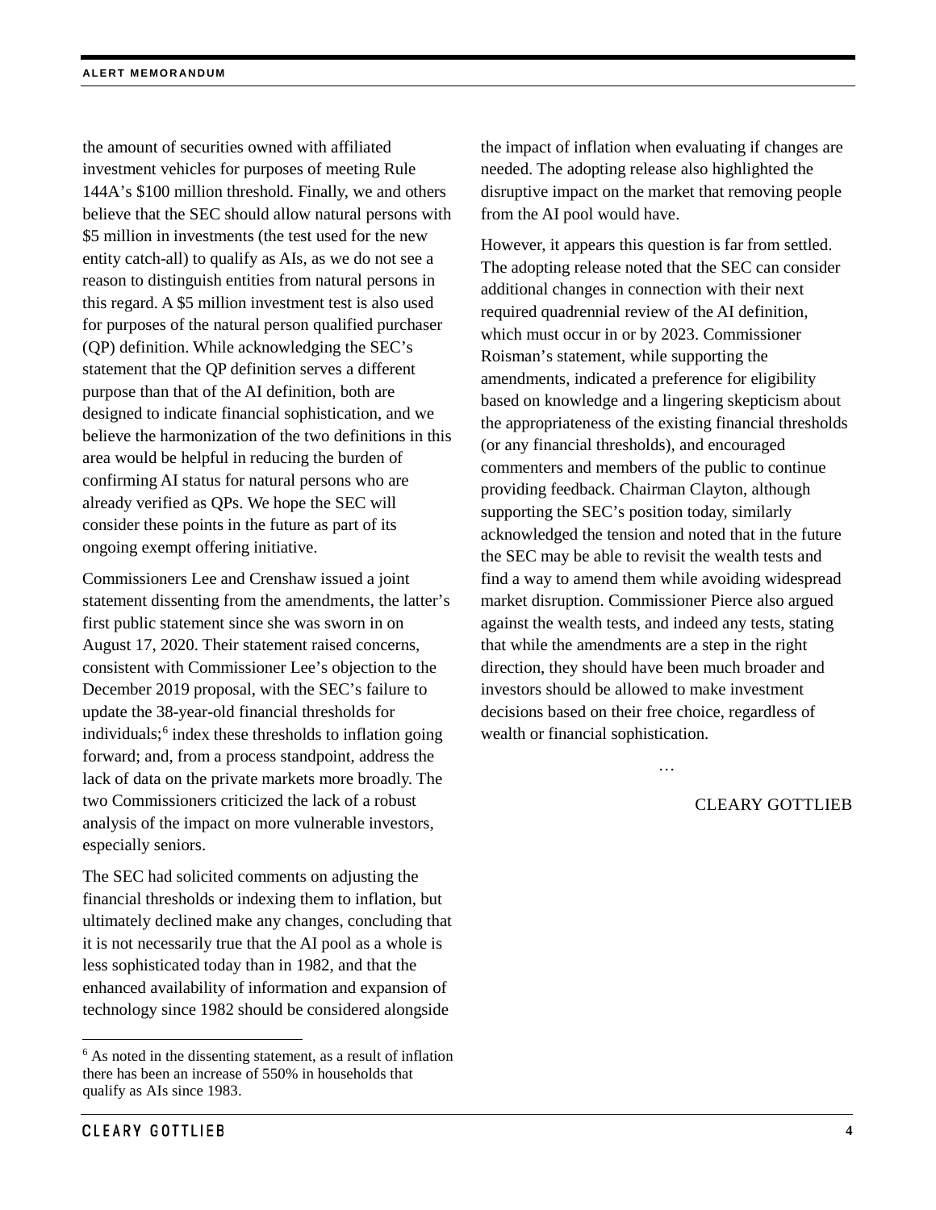the amount of securities owned with affiliated investment vehicles for purposes of meeting Rule 144A's $100 million threshold. Finally, we and others believe that the SEC should allow natural persons with $5 million in investments (the test used for the new entity catch-all) to qualify as AIs, as we do not see a reason to distinguish entities from natural persons in this regard. A $5 million investment test is also used for purposes of the natural person qualified purchaser (QP) definition. While acknowledging the SEC's statement that the QP definition serves a different purpose than that of the AI definition, both are designed to indicate financial sophistication, and we believe the harmonization of the two definitions in this area would be helpful in reducing the burden of confirming AI status for natural persons who are already verified as QPs. We hope the SEC will consider these points in the future as part of its ongoing exempt offering initiative.

Commissioners Lee and Crenshaw issued a joint statement dissenting from the amendments, the latter's first public statement since she was sworn in on August 17, 2020. Their statement raised concerns, consistent with Commissioner Lee's objection to the December 2019 proposal, with the SEC's failure to update the 38-year-old financial thresholds for individuals;[6] index these thresholds to inflation going forward; and, from a process standpoint, address the lack of data on the private markets more broadly. The two Commissioners criticized the lack of a robust analysis of the impact on more vulnerable investors, especially seniors.

The SEC had solicited comments on adjusting the financial thresholds or indexing them to inflation, but ultimately declined make any changes, concluding that it is not necessarily true that the AI pool as a whole is less sophisticated today than in 1982, and that the enhanced availability of information and expansion of technology since 1982 should be considered alongside the impact of inflation when evaluating if changes are needed. The adopting release also highlighted the disruptive impact on the market that removing people from the AI pool would have.

However, it appears this question is far from settled. The adopting release noted that the SEC can consider additional changes in connection with their next required quadrennial review of the AI definition, which must occur in or by 2023. Commissioner Roisman's statement, while supporting the amendments, indicated a preference for eligibility based on knowledge and a lingering skepticism about the appropriateness of the existing financial thresholds (or any financial thresholds), and encouraged commenters and members of the public to continue providing feedback. Chairman Clayton, although supporting the SEC's position today, similarly acknowledged the tension and noted that in the future the SEC may be able to revisit the wealth tests and find a way to amend them while avoiding widespread market disruption. Commissioner Pierce also argued against the wealth tests, and indeed any tests, stating that while the amendments are a step in the right direction, they should have been much broader and investors should be allowed to make investment decisions based on their free choice, regardless of wealth or financial sophistication.

…

CLEARY GOTTLIEB

---

[6] As noted in the dissenting statement, as a result of inflation there has been an increase of 550% in households that qualify as AIs since 1983.